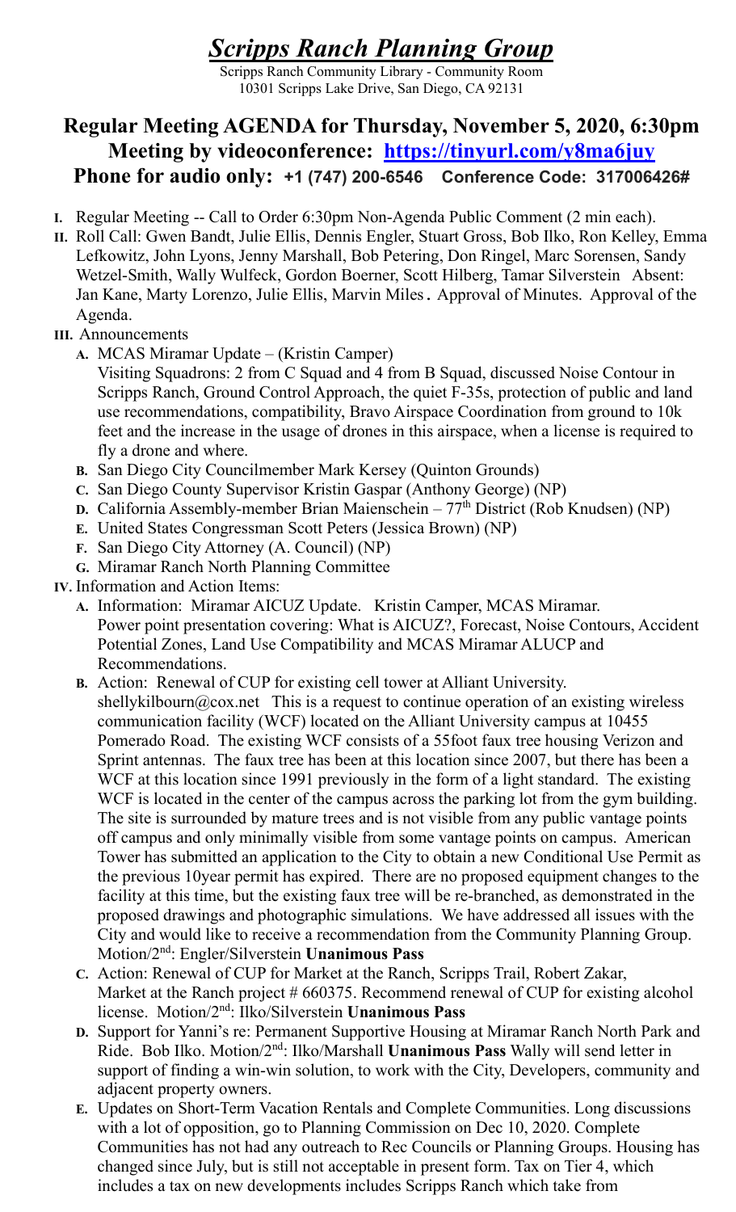// Transcription of page 1 (c31ea5e765ab)
# *Scripps Ranch Planning Group*

Scripps Ranch Community Library - Community Room
10301 Scripps Lake Drive, San Diego, CA 92131

## Regular Meeting AGENDA for Thursday, November 5, 2020, 6:30pm
## Meeting by videoconference: https://tinyurl.com/y8ma6juy
## Phone for audio only: +1 (747) 200-6546 Conference Code: 317006426#

**I.** Regular Meeting -- Call to Order 6:30pm Non-Agenda Public Comment (2 min each).

**II.** Roll Call: Gwen Bandt, Julie Ellis, Dennis Engler, Stuart Gross, Bob Ilko, Ron Kelley, Emma Lefkowitz, John Lyons, Jenny Marshall, Bob Petering, Don Ringel, Marc Sorensen, Sandy Wetzel-Smith, Wally Wulfeck, Gordon Boerner, Scott Hilberg, Tamar Silverstein Absent: Jan Kane, Marty Lorenzo, Julie Ellis, Marvin Miles**.** Approval of Minutes. Approval of the Agenda.

**III.** Announcements

- **A.** MCAS Miramar Update – (Kristin Camper)
  Visiting Squadrons: 2 from C Squad and 4 from B Squad, discussed Noise Contour in Scripps Ranch, Ground Control Approach, the quiet F-35s, protection of public and land use recommendations, compatibility, Bravo Airspace Coordination from ground to 10k feet and the increase in the usage of drones in this airspace, when a license is required to fly a drone and where.
- **B.** San Diego City Councilmember Mark Kersey (Quinton Grounds)
- **C.** San Diego County Supervisor Kristin Gaspar (Anthony George) (NP)
- **D.** California Assembly-member Brian Maienschein – 77th District (Rob Knudsen) (NP)
- **E.** United States Congressman Scott Peters (Jessica Brown) (NP)
- **F.** San Diego City Attorney (A. Council) (NP)
- **G.** Miramar Ranch North Planning Committee

**IV.** Information and Action Items:

- **A.** Information: Miramar AICUZ Update. Kristin Camper, MCAS Miramar.
  Power point presentation covering: What is AICUZ?, Forecast, Noise Contours, Accident Potential Zones, Land Use Compatibility and MCAS Miramar ALUCP and Recommendations.
- **B.** Action: Renewal of CUP for existing cell tower at Alliant University.
  shellykilbourn@cox.net This is a request to continue operation of an existing wireless communication facility (WCF) located on the Alliant University campus at 10455 Pomerado Road. The existing WCF consists of a 55foot faux tree housing Verizon and Sprint antennas. The faux tree has been at this location since 2007, but there has been a WCF at this location since 1991 previously in the form of a light standard. The existing WCF is located in the center of the campus across the parking lot from the gym building. The site is surrounded by mature trees and is not visible from any public vantage points off campus and only minimally visible from some vantage points on campus. American Tower has submitted an application to the City to obtain a new Conditional Use Permit as the previous 10year permit has expired. There are no proposed equipment changes to the facility at this time, but the existing faux tree will be re-branched, as demonstrated in the proposed drawings and photographic simulations. We have addressed all issues with the City and would like to receive a recommendation from the Community Planning Group.
  Motion/2nd: Engler/Silverstein **Unanimous Pass**
- **C.** Action: Renewal of CUP for Market at the Ranch, Scripps Trail, Robert Zakar, Market at the Ranch project # 660375. Recommend renewal of CUP for existing alcohol license. Motion/2nd: Ilko/Silverstein **Unanimous Pass**
- **D.** Support for Yanni's re: Permanent Supportive Housing at Miramar Ranch North Park and Ride. Bob Ilko. Motion/2nd: Ilko/Marshall **Unanimous Pass** Wally will send letter in support of finding a win-win solution, to work with the City, Developers, community and adjacent property owners.
- **E.** Updates on Short-Term Vacation Rentals and Complete Communities. Long discussions with a lot of opposition, go to Planning Commission on Dec 10, 2020. Complete Communities has not had any outreach to Rec Councils or Planning Groups. Housing has changed since July, but is still not acceptable in present form. Tax on Tier 4, which includes a tax on new developments includes Scripps Ranch which take from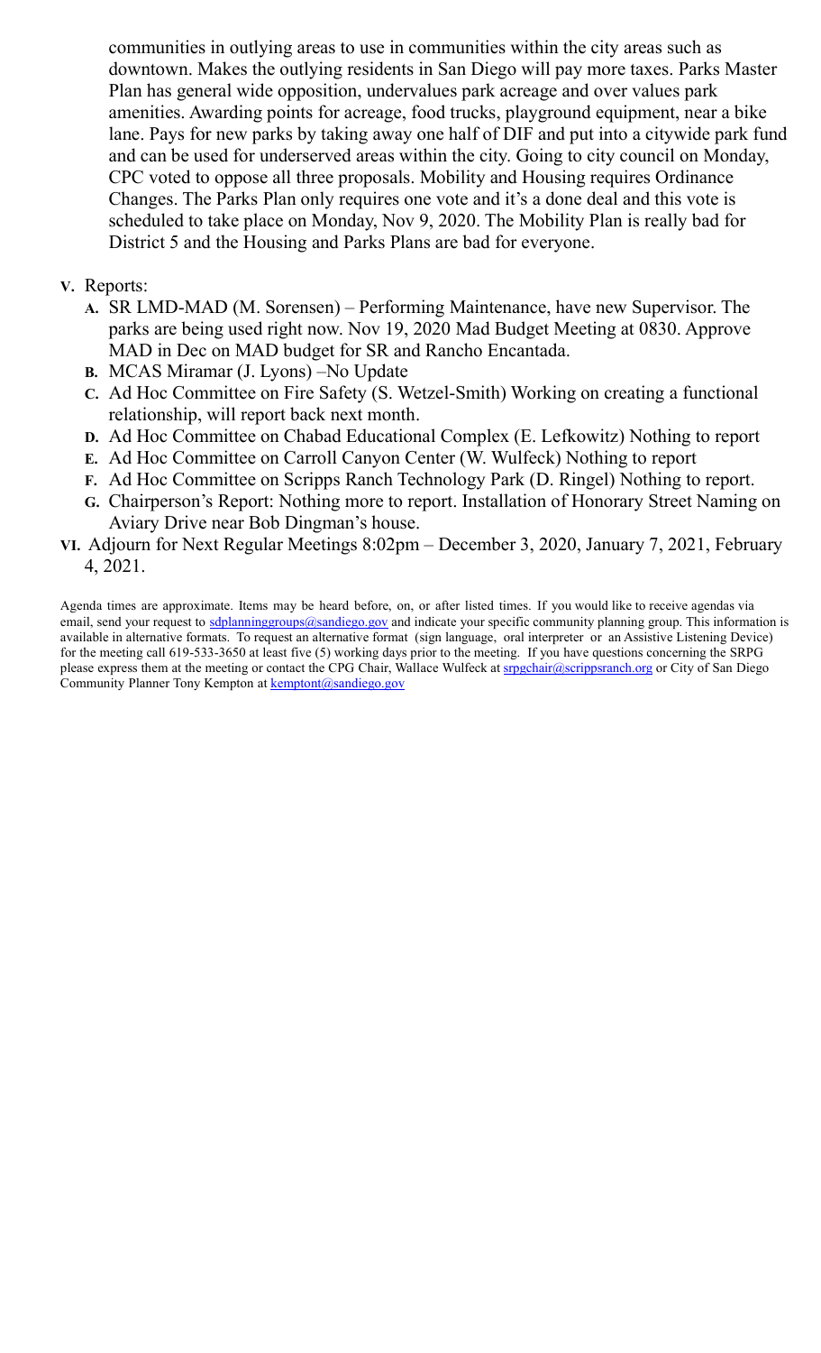communities in outlying areas to use in communities within the city areas such as downtown. Makes the outlying residents in San Diego will pay more taxes. Parks Master Plan has general wide opposition, undervalues park acreage and over values park amenities. Awarding points for acreage, food trucks, playground equipment, near a bike lane. Pays for new parks by taking away one half of DIF and put into a citywide park fund and can be used for underserved areas within the city. Going to city council on Monday, CPC voted to oppose all three proposals. Mobility and Housing requires Ordinance Changes. The Parks Plan only requires one vote and it's a done deal and this vote is scheduled to take place on Monday, Nov 9, 2020. The Mobility Plan is really bad for District 5 and the Housing and Parks Plans are bad for everyone.

**V.** Reports:

- **A.** SR LMD-MAD (M. Sorensen) – Performing Maintenance, have new Supervisor. The parks are being used right now. Nov 19, 2020 Mad Budget Meeting at 0830. Approve MAD in Dec on MAD budget for SR and Rancho Encantada.
- **B.** MCAS Miramar (J. Lyons) –No Update
- **C.** Ad Hoc Committee on Fire Safety (S. Wetzel-Smith) Working on creating a functional relationship, will report back next month.
- **D.** Ad Hoc Committee on Chabad Educational Complex (E. Lefkowitz) Nothing to report
- **E.** Ad Hoc Committee on Carroll Canyon Center (W. Wulfeck) Nothing to report
- **F.** Ad Hoc Committee on Scripps Ranch Technology Park (D. Ringel) Nothing to report.
- **G.** Chairperson's Report: Nothing more to report. Installation of Honorary Street Naming on Aviary Drive near Bob Dingman's house.

**VI.** Adjourn for Next Regular Meetings 8:02pm – December 3, 2020, January 7, 2021, February 4, 2021.

Agenda times are approximate. Items may be heard before, on, or after listed times. If you would like to receive agendas via email, send your request to sdplanninggroups@sandiego.gov and indicate your specific community planning group. This information is available in alternative formats. To request an alternative format (sign language, oral interpreter or an Assistive Listening Device) for the meeting call 619-533-3650 at least five (5) working days prior to the meeting. If you have questions concerning the SRPG please express them at the meeting or contact the CPG Chair, Wallace Wulfeck at srpgchair@scrippsranch.org or City of San Diego Community Planner Tony Kempton at kemptont@sandiego.gov